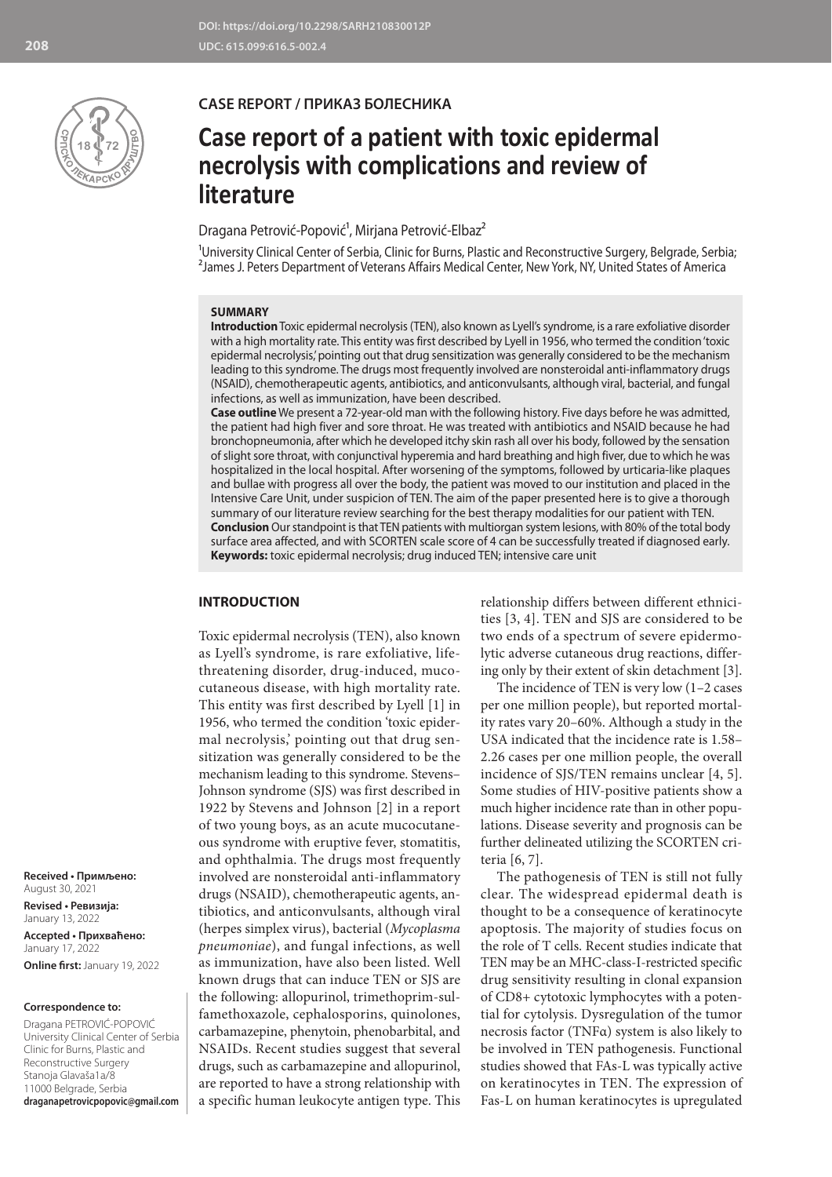DOI: https://doi.org/10.2298/SARH210830012P
UDC: 615.099:616.5-002.4

CASE REPORT / ПРИКАЗ БОЛЕСНИКА

# Case report of a patient with toxic epidermal necrolysis with complications and review of literature

Dragana Petrović-Popović[1], Mirjana Petrović-Elbaz[2]

[1]University Clinical Center of Serbia, Clinic for Burns, Plastic and Reconstructive Surgery, Belgrade, Serbia;
[2]James J. Peters Department of Veterans Affairs Medical Center, New York, NY, United States of America

## SUMMARY

**Introduction** Toxic epidermal necrolysis (TEN), also known as Lyell's syndrome, is a rare exfoliative disorder with a high mortality rate. This entity was first described by Lyell in 1956, who termed the condition 'toxic epidermal necrolysis,' pointing out that drug sensitization was generally considered to be the mechanism leading to this syndrome. The drugs most frequently involved are nonsteroidal anti-inflammatory drugs (NSAID), chemotherapeutic agents, antibiotics, and anticonvulsants, although viral, bacterial, and fungal infections, as well as immunization, have been described.

**Case outline** We present a 72-year-old man with the following history. Five days before he was admitted, the patient had high fiver and sore throat. He was treated with antibiotics and NSAID because he had bronchopneumonia, after which he developed itchy skin rash all over his body, followed by the sensation of slight sore throat, with conjunctival hyperemia and hard breathing and high fiver, due to which he was hospitalized in the local hospital. After worsening of the symptoms, followed by urticaria-like plaques and bullae with progress all over the body, the patient was moved to our institution and placed in the Intensive Care Unit, under suspicion of TEN. The aim of the paper presented here is to give a thorough summary of our literature review searching for the best therapy modalities for our patient with TEN.

**Conclusion** Our standpoint is that TEN patients with multiorgan system lesions, with 80% of the total body surface area affected, and with SCORTEN scale score of 4 can be successfully treated if diagnosed early.

**Keywords:** toxic epidermal necrolysis; drug induced TEN; intensive care unit

**Received • Примљено:** August 30, 2021
**Revised • Ревизија:** January 13, 2022
**Accepted • Прихваћено:** January 17, 2022
**Online first:** January 19, 2022

**Correspondence to:**
Dragana PETROVIĆ-POPOVIĆ
University Clinical Center of Serbia
Clinic for Burns, Plastic and Reconstructive Surgery
Stanoja Glavaša1a/8
11000 Belgrade, Serbia
**draganapetrovicpopovic@gmail.com**

## INTRODUCTION

Toxic epidermal necrolysis (TEN), also known as Lyell's syndrome, is rare exfoliative, life-threatening disorder, drug-induced, mucocutaneous disease, with high mortality rate. This entity was first described by Lyell [1] in 1956, who termed the condition 'toxic epidermal necrolysis,' pointing out that drug sensitization was generally considered to be the mechanism leading to this syndrome. Stevens–Johnson syndrome (SJS) was first described in 1922 by Stevens and Johnson [2] in a report of two young boys, as an acute mucocutaneous syndrome with eruptive fever, stomatitis, and ophthalmia. The drugs most frequently involved are nonsteroidal anti-inflammatory drugs (NSAID), chemotherapeutic agents, antibiotics, and anticonvulsants, although viral (herpes simplex virus), bacterial (*Mycoplasma pneumoniae*), and fungal infections, as well as immunization, have also been listed. Well known drugs that can induce TEN or SJS are the following: allopurinol, trimethoprim-sulfamethoxazole, cephalosporins, quinolones, carbamazepine, phenytoin, phenobarbital, and NSAIDs. Recent studies suggest that several drugs, such as carbamazepine and allopurinol, are reported to have a strong relationship with a specific human leukocyte antigen type. This relationship differs between different ethnicities [3, 4]. TEN and SJS are considered to be two ends of a spectrum of severe epidermolytic adverse cutaneous drug reactions, differing only by their extent of skin detachment [3].

The incidence of TEN is very low (1–2 cases per one million people), but reported mortality rates vary 20–60%. Although a study in the USA indicated that the incidence rate is 1.58–2.26 cases per one million people, the overall incidence of SJS/TEN remains unclear [4, 5]. Some studies of HIV-positive patients show a much higher incidence rate than in other populations. Disease severity and prognosis can be further delineated utilizing the SCORTEN criteria [6, 7].

The pathogenesis of TEN is still not fully clear. The widespread epidermal death is thought to be a consequence of keratinocyte apoptosis. The majority of studies focus on the role of T cells. Recent studies indicate that TEN may be an MHC-class-I-restricted specific drug sensitivity resulting in clonal expansion of CD8+ cytotoxic lymphocytes with a potential for cytolysis. Dysregulation of the tumor necrosis factor (TNFα) system is also likely to be involved in TEN pathogenesis. Functional studies showed that FAs-L was typically active on keratinocytes in TEN. The expression of Fas-L on human keratinocytes is upregulated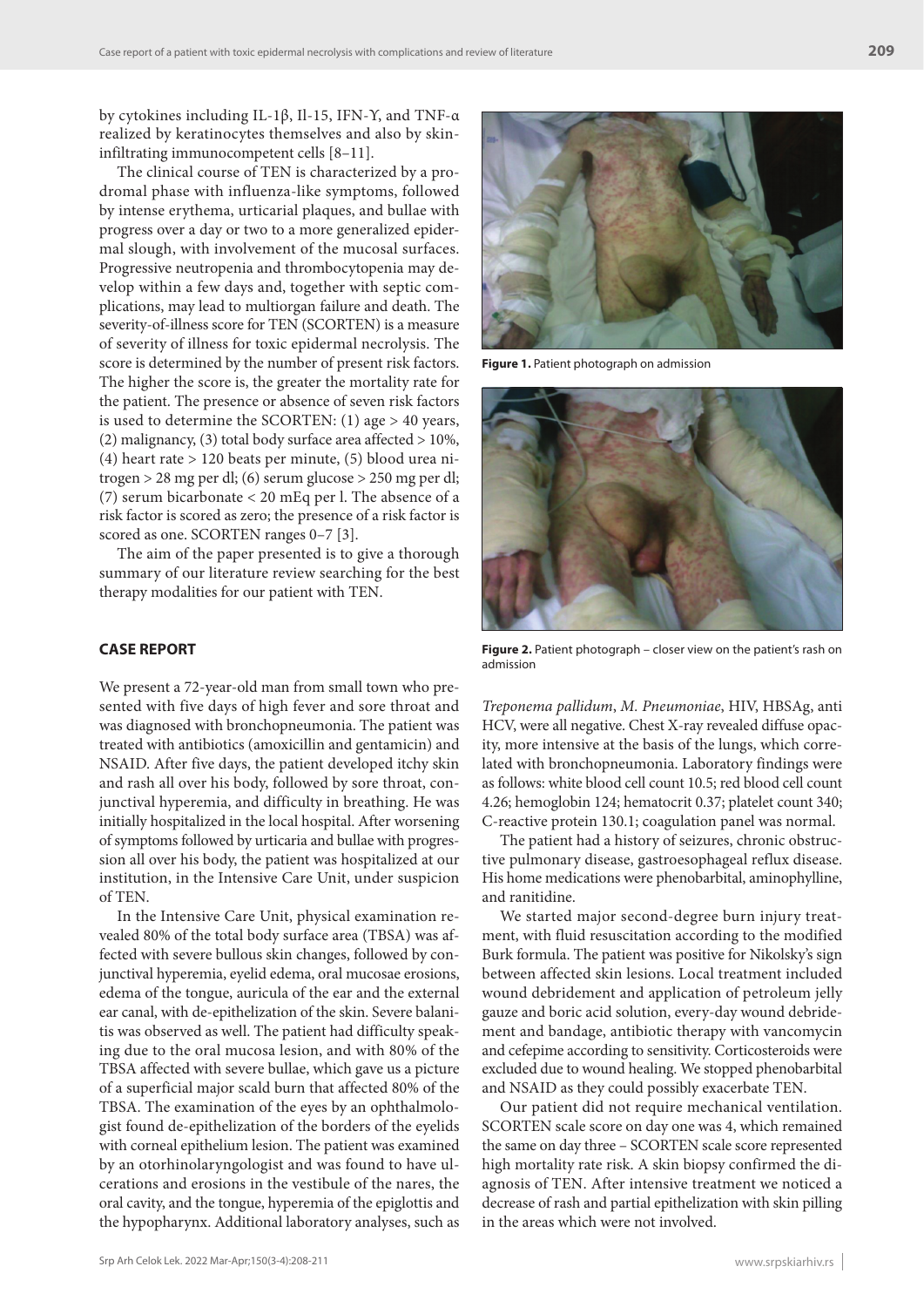by cytokines including IL-1β, Il-15, IFN-Υ, and TNF-α realized by keratinocytes themselves and also by skin-infiltrating immunocompetent cells [8–11].

The clinical course of TEN is characterized by a prodromal phase with influenza-like symptoms, followed by intense erythema, urticarial plaques, and bullae with progress over a day or two to a more generalized epidermal slough, with involvement of the mucosal surfaces. Progressive neutropenia and thrombocytopenia may develop within a few days and, together with septic complications, may lead to multiorgan failure and death. The severity-of-illness score for TEN (SCORTEN) is a measure of severity of illness for toxic epidermal necrolysis. The score is determined by the number of present risk factors. The higher the score is, the greater the mortality rate for the patient. The presence or absence of seven risk factors is used to determine the SCORTEN: (1) age > 40 years, (2) malignancy, (3) total body surface area affected > 10%, (4) heart rate > 120 beats per minute, (5) blood urea nitrogen > 28 mg per dl; (6) serum glucose > 250 mg per dl; (7) serum bicarbonate < 20 mEq per l. The absence of a risk factor is scored as zero; the presence of a risk factor is scored as one. SCORTEN ranges 0–7 [3].

The aim of the paper presented is to give a thorough summary of our literature review searching for the best therapy modalities for our patient with TEN.

## CASE REPORT

We present a 72-year-old man from small town who presented with five days of high fever and sore throat and was diagnosed with bronchopneumonia. The patient was treated with antibiotics (amoxicillin and gentamicin) and NSAID. After five days, the patient developed itchy skin and rash all over his body, followed by sore throat, conjunctival hyperemia, and difficulty in breathing. He was initially hospitalized in the local hospital. After worsening of symptoms followed by urticaria and bullae with progression all over his body, the patient was hospitalized at our institution, in the Intensive Care Unit, under suspicion of TEN.

In the Intensive Care Unit, physical examination revealed 80% of the total body surface area (TBSA) was affected with severe bullous skin changes, followed by conjunctival hyperemia, eyelid edema, oral mucosae erosions, edema of the tongue, auricula of the ear and the external ear canal, with de-epithelization of the skin. Severe balanitis was observed as well. The patient had difficulty speaking due to the oral mucosa lesion, and with 80% of the TBSA affected with severe bullae, which gave us a picture of a superficial major scald burn that affected 80% of the TBSA. The examination of the eyes by an ophthalmologist found de-epithelization of the borders of the eyelids with corneal epithelium lesion. The patient was examined by an otorhinolaryngologist and was found to have ulcerations and erosions in the vestibule of the nares, the oral cavity, and the tongue, hyperemia of the epiglottis and the hypopharynx. Additional laboratory analyses, such as *Treponema pallidum*, *M. Pneumoniae*, HIV, HBSAg, anti HCV, were all negative. Chest X-ray revealed diffuse opacity, more intensive at the basis of the lungs, which correlated with bronchopneumonia. Laboratory findings were as follows: white blood cell count 10.5; red blood cell count 4.26; hemoglobin 124; hematocrit 0.37; platelet count 340; C-reactive protein 130.1; coagulation panel was normal.

**Figure 1.** Patient photograph on admission

**Figure 2.** Patient photograph – closer view on the patient's rash on admission

The patient had a history of seizures, chronic obstructive pulmonary disease, gastroesophageal reflux disease. His home medications were phenobarbital, aminophylline, and ranitidine.

We started major second-degree burn injury treatment, with fluid resuscitation according to the modified Burk formula. The patient was positive for Nikolsky's sign between affected skin lesions. Local treatment included wound debridement and application of petroleum jelly gauze and boric acid solution, every-day wound debridement and bandage, antibiotic therapy with vancomycin and cefepime according to sensitivity. Corticosteroids were excluded due to wound healing. We stopped phenobarbital and NSAID as they could possibly exacerbate TEN.

Our patient did not require mechanical ventilation. SCORTEN scale score on day one was 4, which remained the same on day three – SCORTEN scale score represented high mortality rate risk. A skin biopsy confirmed the diagnosis of TEN. After intensive treatment we noticed a decrease of rash and partial epithelization with skin pilling in the areas which were not involved.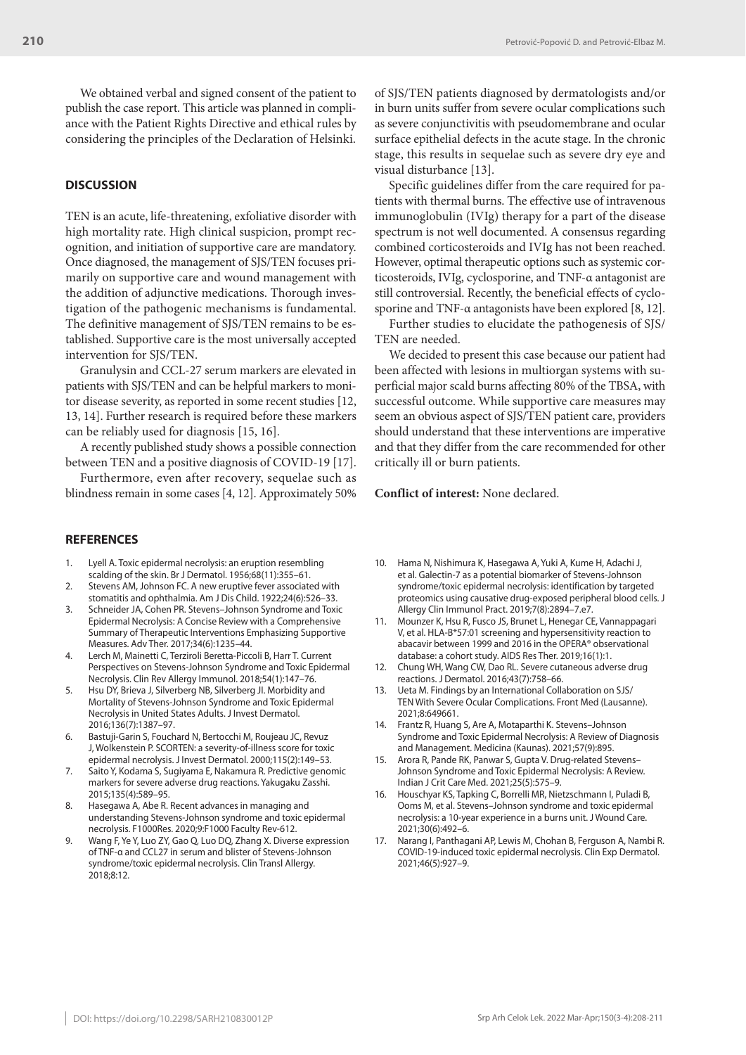We obtained verbal and signed consent of the patient to publish the case report. This article was planned in compliance with the Patient Rights Directive and ethical rules by considering the principles of the Declaration of Helsinki.

## DISCUSSION

TEN is an acute, life-threatening, exfoliative disorder with high mortality rate. High clinical suspicion, prompt recognition, and initiation of supportive care are mandatory. Once diagnosed, the management of SJS/TEN focuses primarily on supportive care and wound management with the addition of adjunctive medications. Thorough investigation of the pathogenic mechanisms is fundamental. The definitive management of SJS/TEN remains to be established. Supportive care is the most universally accepted intervention for SJS/TEN.

Granulysin and CCL-27 serum markers are elevated in patients with SJS/TEN and can be helpful markers to monitor disease severity, as reported in some recent studies [12, 13, 14]. Further research is required before these markers can be reliably used for diagnosis [15, 16].

A recently published study shows a possible connection between TEN and a positive diagnosis of COVID-19 [17].

Furthermore, even after recovery, sequelae such as blindness remain in some cases [4, 12]. Approximately 50% of SJS/TEN patients diagnosed by dermatologists and/or in burn units suffer from severe ocular complications such as severe conjunctivitis with pseudomembrane and ocular surface epithelial defects in the acute stage. In the chronic stage, this results in sequelae such as severe dry eye and visual disturbance [13].

Specific guidelines differ from the care required for patients with thermal burns. The effective use of intravenous immunoglobulin (IVIg) therapy for a part of the disease spectrum is not well documented. A consensus regarding combined corticosteroids and IVIg has not been reached. However, optimal therapeutic options such as systemic corticosteroids, IVIg, cyclosporine, and TNF-α antagonist are still controversial. Recently, the beneficial effects of cyclosporine and TNF-α antagonists have been explored [8, 12].

Further studies to elucidate the pathogenesis of SJS/TEN are needed.

We decided to present this case because our patient had been affected with lesions in multiorgan systems with superficial major scald burns affecting 80% of the TBSA, with successful outcome. While supportive care measures may seem an obvious aspect of SJS/TEN patient care, providers should understand that these interventions are imperative and that they differ from the care recommended for other critically ill or burn patients.

**Conflict of interest:** None declared.

## REFERENCES

1. Lyell A. Toxic epidermal necrolysis: an eruption resembling scalding of the skin. Br J Dermatol. 1956;68(11):355–61.
2. Stevens AM, Johnson FC. A new eruptive fever associated with stomatitis and ophthalmia. Am J Dis Child. 1922;24(6):526–33.
3. Schneider JA, Cohen PR. Stevens–Johnson Syndrome and Toxic Epidermal Necrolysis: A Concise Review with a Comprehensive Summary of Therapeutic Interventions Emphasizing Supportive Measures. Adv Ther. 2017;34(6):1235–44.
4. Lerch M, Mainetti C, Terziroli Beretta-Piccoli B, Harr T. Current Perspectives on Stevens-Johnson Syndrome and Toxic Epidermal Necrolysis. Clin Rev Allergy Immunol. 2018;54(1):147–76.
5. Hsu DY, Brieva J, Silverberg NB, Silverberg JI. Morbidity and Mortality of Stevens-Johnson Syndrome and Toxic Epidermal Necrolysis in United States Adults. J Invest Dermatol. 2016;136(7):1387–97.
6. Bastuji-Garin S, Fouchard N, Bertocchi M, Roujeau JC, Revuz J, Wolkenstein P. SCORTEN: a severity-of-illness score for toxic epidermal necrolysis. J Invest Dermatol. 2000;115(2):149–53.
7. Saito Y, Kodama S, Sugiyama E, Nakamura R. Predictive genomic markers for severe adverse drug reactions. Yakugaku Zasshi. 2015;135(4):589–95.
8. Hasegawa A, Abe R. Recent advances in managing and understanding Stevens-Johnson syndrome and toxic epidermal necrolysis. F1000Res. 2020;9:F1000 Faculty Rev-612.
9. Wang F, Ye Y, Luo ZY, Gao Q, Luo DQ, Zhang X. Diverse expression of TNF-α and CCL27 in serum and blister of Stevens-Johnson syndrome/toxic epidermal necrolysis. Clin Transl Allergy. 2018;8:12.
10. Hama N, Nishimura K, Hasegawa A, Yuki A, Kume H, Adachi J, et al. Galectin-7 as a potential biomarker of Stevens-Johnson syndrome/toxic epidermal necrolysis: identification by targeted proteomics using causative drug-exposed peripheral blood cells. J Allergy Clin Immunol Pract. 2019;7(8):2894–7.e7.
11. Mounzer K, Hsu R, Fusco JS, Brunet L, Henegar CE, Vannappagari V, et al. HLA-B*57:01 screening and hypersensitivity reaction to abacavir between 1999 and 2016 in the OPERA® observational database: a cohort study. AIDS Res Ther. 2019;16(1):1.
12. Chung WH, Wang CW, Dao RL. Severe cutaneous adverse drug reactions. J Dermatol. 2016;43(7):758–66.
13. Ueta M. Findings by an International Collaboration on SJS/TEN With Severe Ocular Complications. Front Med (Lausanne). 2021;8:649661.
14. Frantz R, Huang S, Are A, Motaparthi K. Stevens–Johnson Syndrome and Toxic Epidermal Necrolysis: A Review of Diagnosis and Management. Medicina (Kaunas). 2021;57(9):895.
15. Arora R, Pande RK, Panwar S, Gupta V. Drug-related Stevens–Johnson Syndrome and Toxic Epidermal Necrolysis: A Review. Indian J Crit Care Med. 2021;25(5):575–9.
16. Houschyar KS, Tapking C, Borrelli MR, Nietzschmann I, Puladi B, Ooms M, et al. Stevens–Johnson syndrome and toxic epidermal necrolysis: a 10-year experience in a burns unit. J Wound Care. 2021;30(6):492–6.
17. Narang I, Panthagani AP, Lewis M, Chohan B, Ferguson A, Nambi R. COVID-19-induced toxic epidermal necrolysis. Clin Exp Dermatol. 2021;46(5):927–9.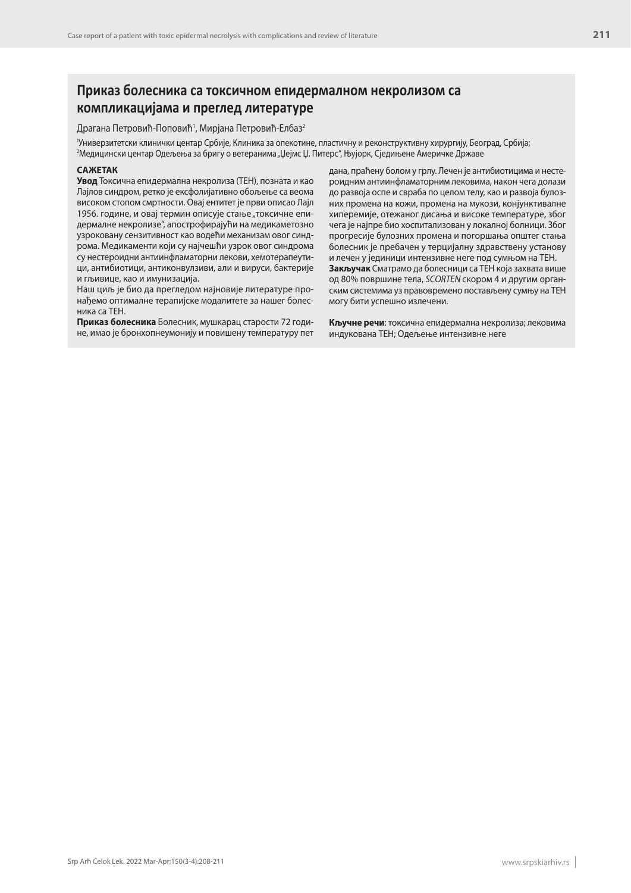# Приказ болесника са токсичном епидермалном некролизом са компликацијама и преглед литературе

Драгана Петровић-Поповић[1], Мирјана Петровић-Елбаз[2]

[1]Универзитетски клинички центар Србије, Клиника за опекотине, пластичну и реконструктивну хирургију, Београд, Србија;
[2]Медицински центар Одељења за бригу о ветеранима „Џејмс Џ. Питерс“, Њујорк, Сједињене Америчке Државе

## САЖЕТАК

**Увод** Токсична епидермална некролиза (ТЕН), позната и као Лајлов синдром, ретко је ексфолијативно обољење са веома високом стопом смртности. Овај ентитет је први описао Лајл 1956. године, и овај термин описује стање „токсичне епидермалне некролизе“, апострофирајући на медикаметозно узроковану сензитивност као водећи механизам овог синдрома. Медикаменти који су најчешћи узрок овог синдрома су нестероидни антиинфламаторни лекови, хемотерапеутици, антибиотици, антиконвулзиви, али и вируси, бактерије и гљивице, као и имунизација.

Наш циљ је био да прегледом најновије литературе пронађемо оптималне терапијске модалитете за нашег болесника са ТЕН.

**Приказ болесника** Болесник, мушкарац старости 72 године, имао је бронхопнеумонију и повишену температуру пет дана, праћену болом у грлу. Лечен је антибиотицима и нестероидним антиинфламаторним лековима, након чега долази до развоја оспе и свраба по целом телу, као и развоја булозних промена на кожи, промена на мукози, конјунктивалне хиперемије, отежаног дисања и високе температуре, због чега је најпре био хоспитализован у локалној болници. Због прогресије булозних промена и погоршања општег стања болесник је пребачен у терцијалну здравствену установу и лечен у јединици интензивне неге под сумњом на ТЕН.

**Закључак** Сматрамо да болесници са ТЕН која захвата више од 80% површине тела, *SCORTEN* скором 4 и другим органским системима уз правовремено постављену сумњу на ТЕН могу бити успешно излечени.

**Кључне речи**: токсична епидермална некролиза; лековима индукована ТЕН; Одељење интензивне неге